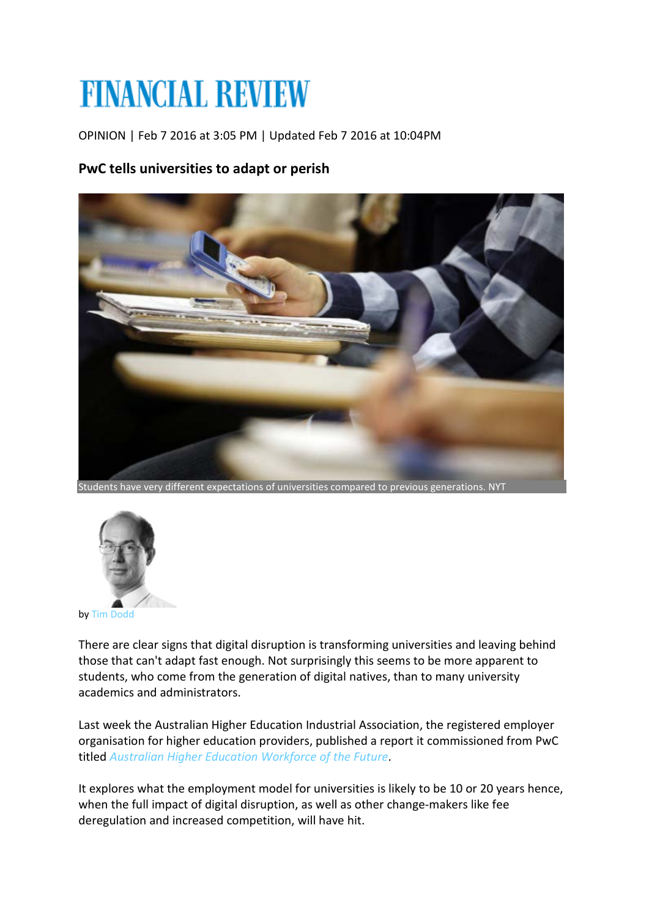# FINANCIAL REVIEW

OPINION | Feb 7 2016 at 3:05 PM | Updated Feb 7 2016 at 10:04PM

## PwC tells universities to adapt or perish

Students have very different expectations of universities compared to previous generations. NYT

by Tim Dodd

There are clear signs that digital disruption is transforming universities and leaving behind those that can't adapt fast enough. Not surprisingly this seems to be more apparent to students, who come from the generation of digital natives, than to many university academics and administrators.

Last week the Australian Higher Education Industrial Association, the registered employer organisation for higher education providers, published a report it commissioned from PwC titled *Australian Higher Education Workforce of the Future*.

It explores what the employment model for universities is likely to be 10 or 20 years hence, when the full impact of digital disruption, as well as other change-makers like fee deregulation and increased competition, will have hit.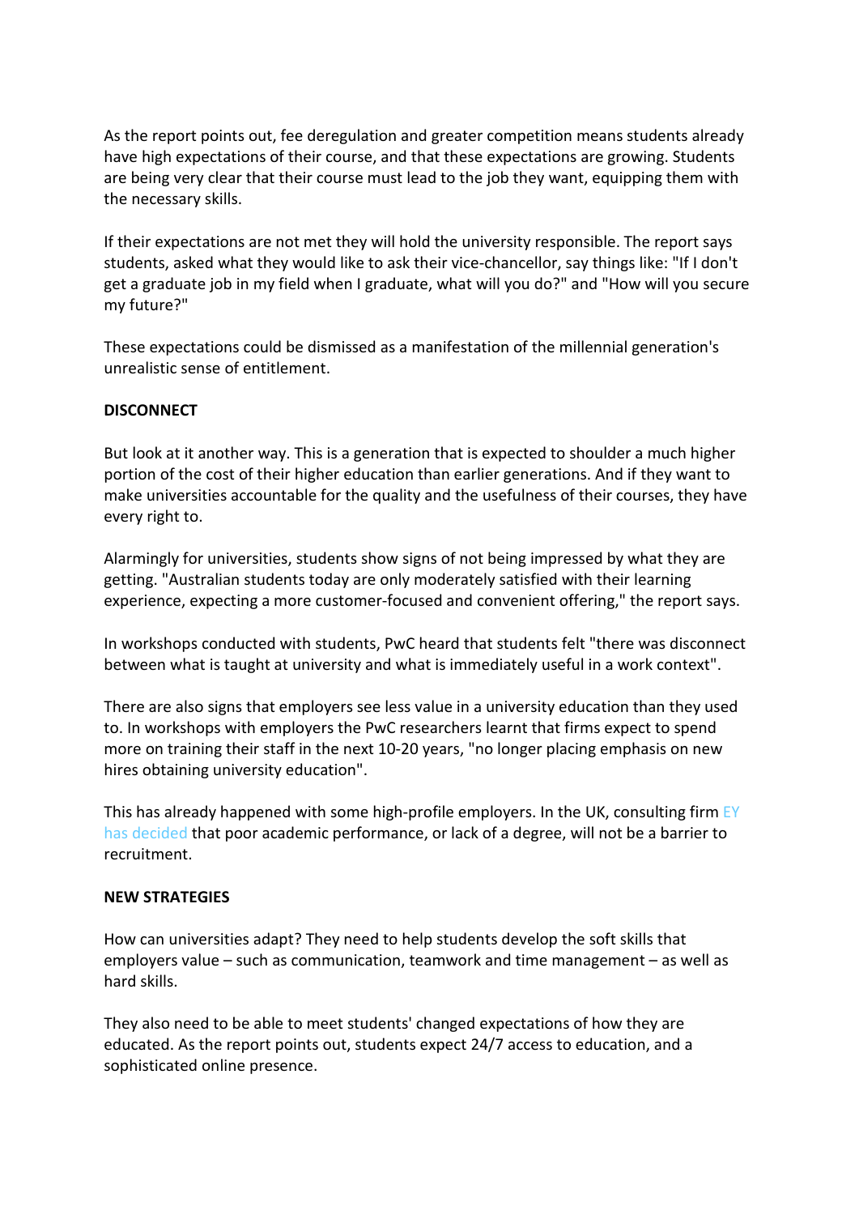As the report points out, fee deregulation and greater competition means students already have high expectations of their course, and that these expectations are growing. Students are being very clear that their course must lead to the job they want, equipping them with the necessary skills.

If their expectations are not met they will hold the university responsible. The report says students, asked what they would like to ask their vice-chancellor, say things like: "If I don't get a graduate job in my field when I graduate, what will you do?" and "How will you secure my future?"

These expectations could be dismissed as a manifestation of the millennial generation's unrealistic sense of entitlement.

**DISCONNECT**

But look at it another way. This is a generation that is expected to shoulder a much higher portion of the cost of their higher education than earlier generations. And if they want to make universities accountable for the quality and the usefulness of their courses, they have every right to.

Alarmingly for universities, students show signs of not being impressed by what they are getting. "Australian students today are only moderately satisfied with their learning experience, expecting a more customer-focused and convenient offering," the report says.

In workshops conducted with students, PwC heard that students felt "there was disconnect between what is taught at university and what is immediately useful in a work context".

There are also signs that employers see less value in a university education than they used to. In workshops with employers the PwC researchers learnt that firms expect to spend more on training their staff in the next 10-20 years, "no longer placing emphasis on new hires obtaining university education".

This has already happened with some high-profile employers. In the UK, consulting firm EY has decided that poor academic performance, or lack of a degree, will not be a barrier to recruitment.

**NEW STRATEGIES**

How can universities adapt? They need to help students develop the soft skills that employers value – such as communication, teamwork and time management – as well as hard skills.

They also need to be able to meet students' changed expectations of how they are educated. As the report points out, students expect 24/7 access to education, and a sophisticated online presence.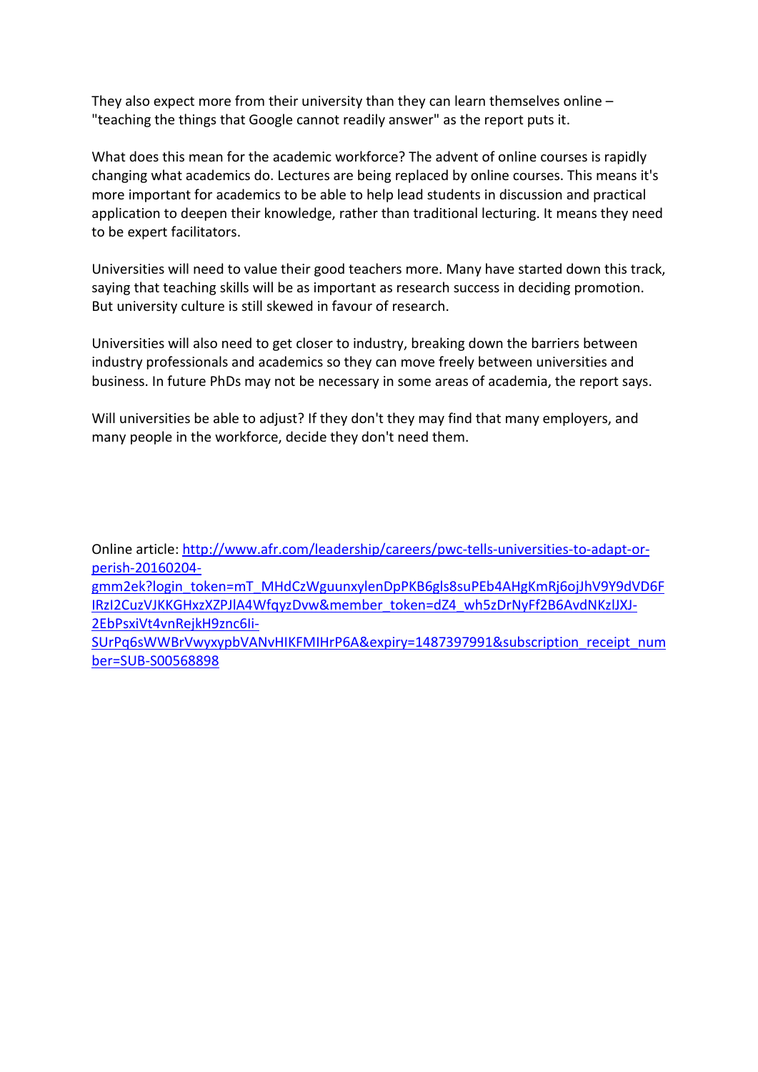They also expect more from their university than they can learn themselves online – "teaching the things that Google cannot readily answer" as the report puts it.

What does this mean for the academic workforce? The advent of online courses is rapidly changing what academics do. Lectures are being replaced by online courses. This means it's more important for academics to be able to help lead students in discussion and practical application to deepen their knowledge, rather than traditional lecturing. It means they need to be expert facilitators.

Universities will need to value their good teachers more. Many have started down this track, saying that teaching skills will be as important as research success in deciding promotion. But university culture is still skewed in favour of research.

Universities will also need to get closer to industry, breaking down the barriers between industry professionals and academics so they can move freely between universities and business. In future PhDs may not be necessary in some areas of academia, the report says.

Will universities be able to adjust? If they don't they may find that many employers, and many people in the workforce, decide they don't need them.

Online article: [http://www.afr.com/leadership/careers/pwc-tells-universities-to-adapt-or-perish-20160204-gmm2ek?login_token=mT_MHdCzWguunxylenDpPKB6gls8suPEb4AHgKmRj6ojJhV9Y9dVD6FIRzI2CuzVJKKGHxzXZPJlA4WfqyzDvw&member_token=dZ4_wh5zDrNyFf2B6AvdNKzlJXJ-2EbPsxiVt4vnRejkH9znc6Ii-SUrPq6sWWBrVwyxypbVANvHIKFMIHrP6A&expiry=1487397991&subscription_receipt_number=SUB-S00568898](http://www.afr.com/leadership/careers/pwc-tells-universities-to-adapt-or-perish-20160204-gmm2ek?login_token=mT_MHdCzWguunxylenDpPKB6gls8suPEb4AHgKmRj6ojJhV9Y9dVD6FIRzI2CuzVJKKGHxzXZPJlA4WfqyzDvw&member_token=dZ4_wh5zDrNyFf2B6AvdNKzlJXJ-2EbPsxiVt4vnRejkH9znc6Ii-SUrPq6sWWBrVwyxypbVANvHIKFMIHrP6A&expiry=1487397991&subscription_receipt_number=SUB-S00568898)